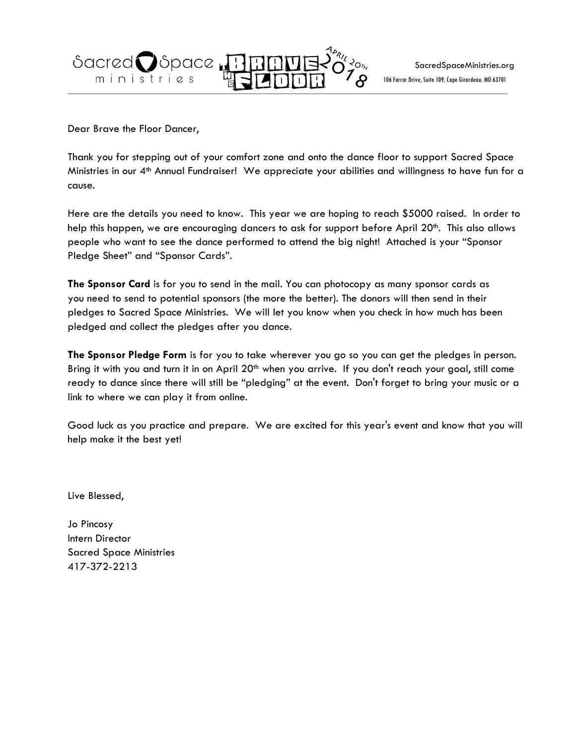Sacred Space ministries — Brave the Floor — April 20th 2018

SacredSpaceMinistries.org
106 Farrar Drive, Suite 109, Cape Girardeau, MO 63701

---

Dear Brave the Floor Dancer,

Thank you for stepping out of your comfort zone and onto the dance floor to support Sacred Space Ministries in our 4th Annual Fundraiser! We appreciate your abilities and willingness to have fun for a cause.

Here are the details you need to know. This year we are hoping to reach $5000 raised. In order to help this happen, we are encouraging dancers to ask for support before April 20th. This also allows people who want to see the dance performed to attend the big night! Attached is your "Sponsor Pledge Sheet" and "Sponsor Cards".

**The Sponsor Card** is for you to send in the mail. You can photocopy as many sponsor cards as you need to send to potential sponsors (the more the better). The donors will then send in their pledges to Sacred Space Ministries. We will let you know when you check in how much has been pledged and collect the pledges after you dance.

**The Sponsor Pledge Form** is for you to take wherever you go so you can get the pledges in person. Bring it with you and turn it in on April 20th when you arrive. If you don't reach your goal, still come ready to dance since there will still be "pledging" at the event. Don't forget to bring your music or a link to where we can play it from online.

Good luck as you practice and prepare. We are excited for this year's event and know that you will help make it the best yet!

Live Blessed,

Jo Pincosy
Intern Director
Sacred Space Ministries
417-372-2213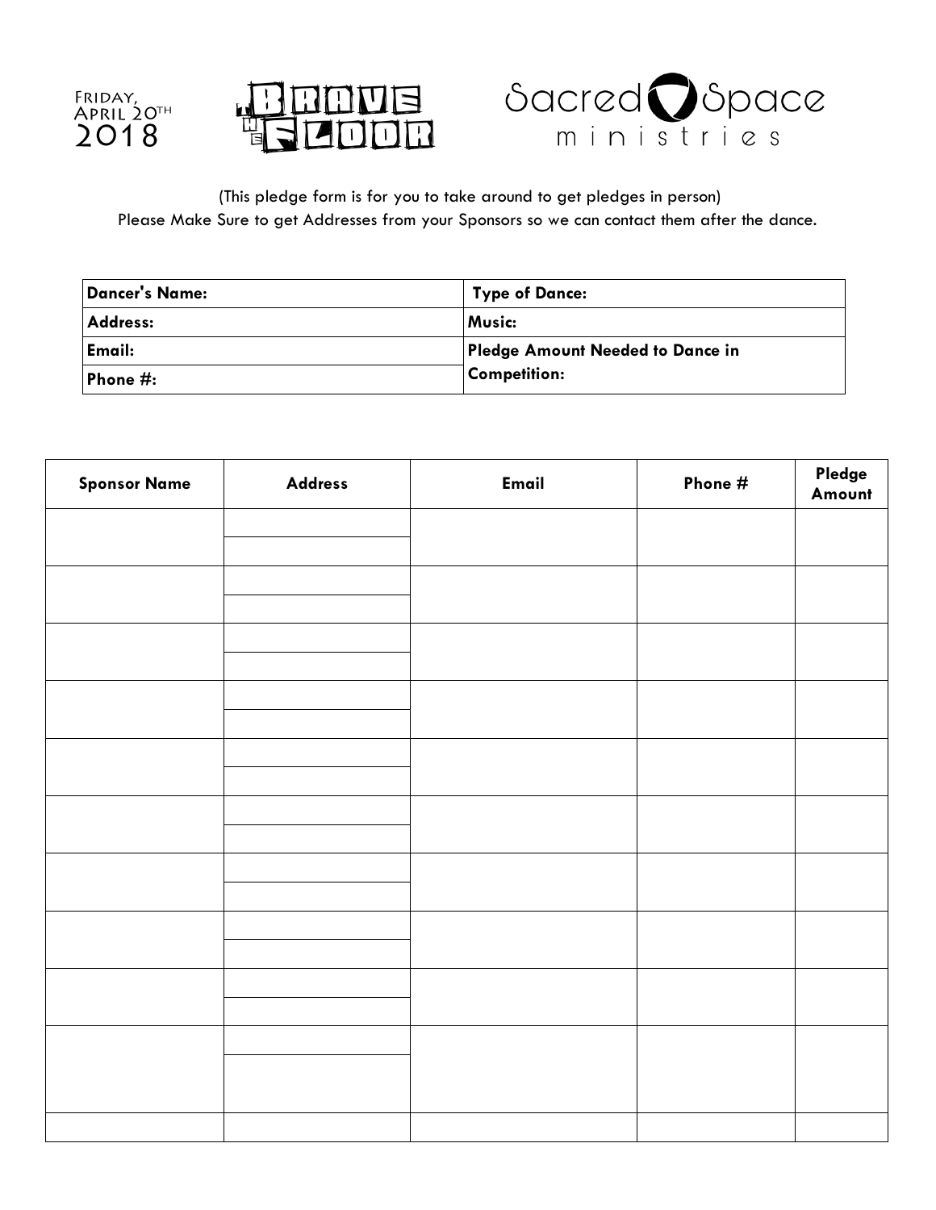Friday, April 20th 2018

The Brave the Floor

Sacred Space ministries

(This pledge form is for you to take around to get pledges in person)
Please Make Sure to get Addresses from your Sponsors so we can contact them after the dance.

| **Dancer's Name:** | **Type of Dance:** |
|---|---|
| **Address:** | **Music:** |
| **Email:** | **Pledge Amount Needed to Dance in Competition:** |
| **Phone #:** | |

| **Sponsor Name** | **Address** | **Email** | **Phone #** | **Pledge Amount** |
|---|---|---|---|---|
| | | | | |
| | | | | |
| | | | | |
| | | | | |
| | | | | |
| | | | | |
| | | | | |
| | | | | |
| | | | | |
| | | | | |
| | | | | |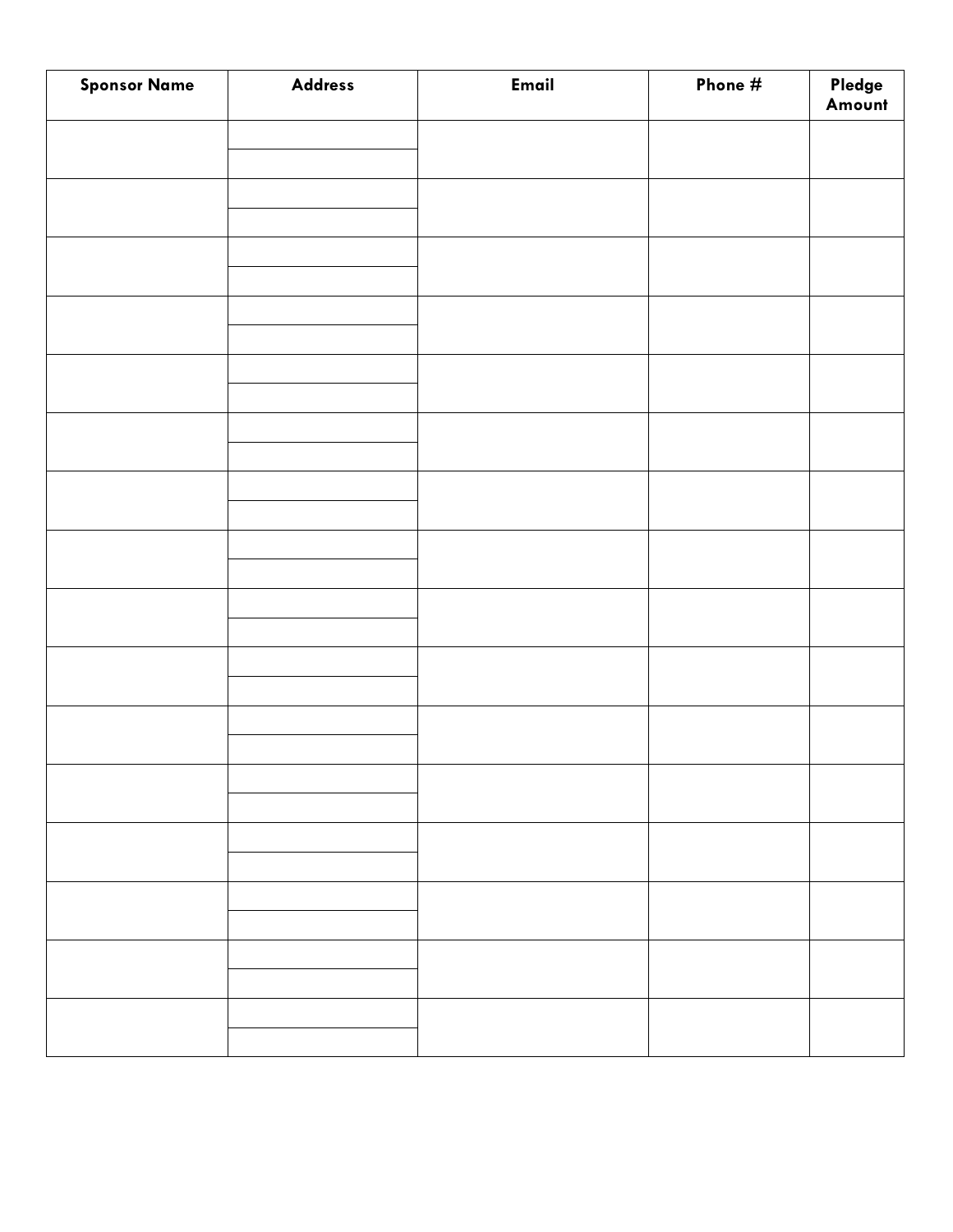| Sponsor Name | Address | Email | Phone # | Pledge Amount |
|---|---|---|---|---|
| | | | | |
| | | | | |
| | | | | |
| | | | | |
| | | | | |
| | | | | |
| | | | | |
| | | | | |
| | | | | |
| | | | | |
| | | | | |
| | | | | |
| | | | | |
| | | | | |
| | | | | |
| | | | | |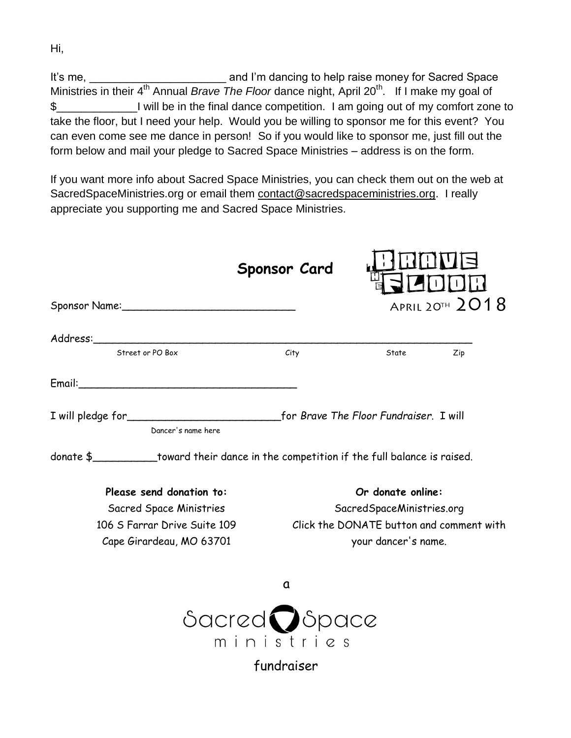Hi,

It's me, ______________________ and I'm dancing to help raise money for Sacred Space Ministries in their 4th Annual *Brave The Floor* dance night, April 20th. If I make my goal of $_____________I will be in the final dance competition. I am going out of my comfort zone to take the floor, but I need your help. Would you be willing to sponsor me for this event? You can even come see me dance in person! So if you would like to sponsor me, just fill out the form below and mail your pledge to Sacred Space Ministries – address is on the form.

If you want more info about Sacred Space Ministries, you can check them out on the web at SacredSpaceMinistries.org or email them contact@sacredspaceministries.org. I really appreciate you supporting me and Sacred Space Ministries.

## Sponsor Card

Brave The Floor
April 20th 2018

Sponsor Name:___________________________

Address:_____________________________________________________________
Street or PO Box City State Zip

Email:___________________________________

I will pledge for_________________________for *Brave The Floor Fundraiser.* I will
Dancer's name here

donate $__________toward their dance in the competition if the full balance is raised.

**Please send donation to:**
Sacred Space Ministries
106 S Farrar Drive Suite 109
Cape Girardeau, MO 63701

**Or donate online:**
SacredSpaceMinistries.org
Click the DONATE button and comment with your dancer's name.

a

Sacred Space ministries

fundraiser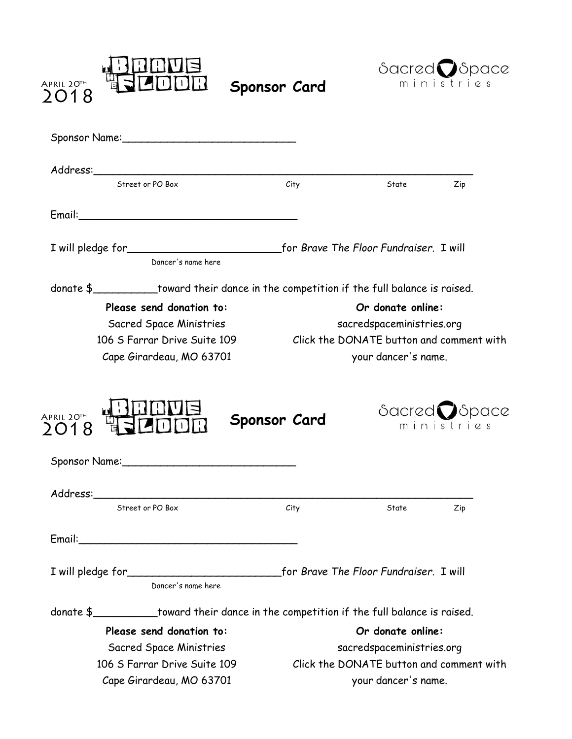April 20th
2018

THE BRAVE FLOOR

## Sponsor Card

Sacred Space ministries

Sponsor Name:___________________________

Address:_____________________________________________________________
Street or PO Box City State Zip

Email:___________________________________

I will pledge for________________________for *Brave The Floor Fundraiser*. I will
Dancer's name here

donate $__________toward their dance in the competition if the full balance is raised.

**Please send donation to:**
Sacred Space Ministries
106 S Farrar Drive Suite 109
Cape Girardeau, MO 63701

**Or donate online:**
sacredspaceministries.org
Click the DONATE button and comment with your dancer's name.

April 20th
2018

THE BRAVE FLOOR

## Sponsor Card

Sacred Space ministries

Sponsor Name:___________________________

Address:_____________________________________________________________
Street or PO Box City State Zip

Email:___________________________________

I will pledge for________________________for *Brave The Floor Fundraiser*. I will
Dancer's name here

donate $__________toward their dance in the competition if the full balance is raised.

**Please send donation to:**
Sacred Space Ministries
106 S Farrar Drive Suite 109
Cape Girardeau, MO 63701

**Or donate online:**
sacredspaceministries.org
Click the DONATE button and comment with your dancer's name.